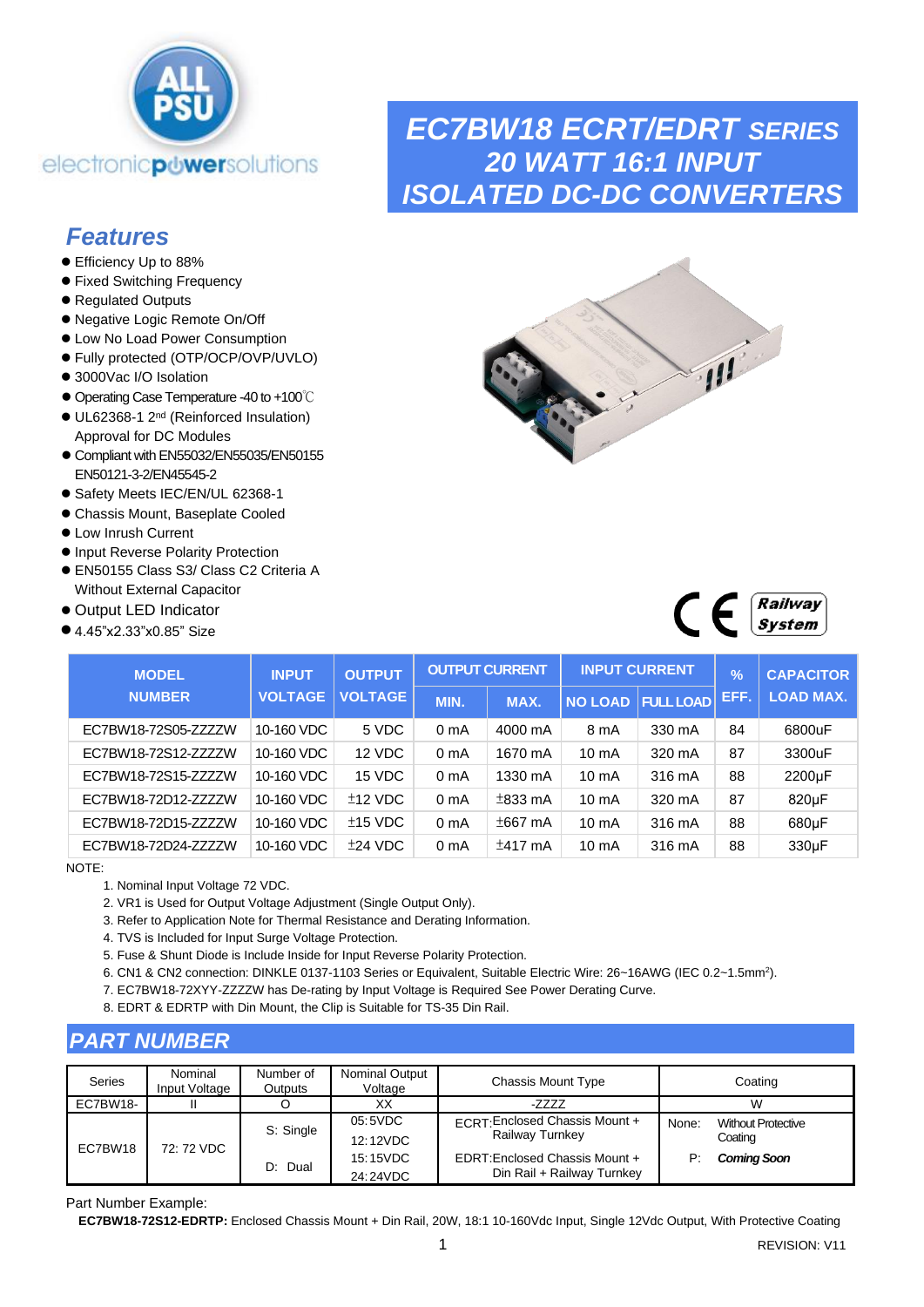# EC7BW18 ECRT/EDRT SERIES
## 20 WATT 16:1 INPUT ISOLATED DC-DC CONVERTERS

## Features

- Efficiency Up to 88%
- Fixed Switching Frequency
- Regulated Outputs
- Negative Logic Remote On/Off
- Low No Load Power Consumption
- Fully protected (OTP/OCP/OVP/UVLO)
- 3000Vac I/O Isolation
- Operating Case Temperature -40 to +100℃
- UL62368-1 2nd (Reinforced Insulation) Approval for DC Modules
- Compliant with EN55032/EN55035/EN50155 EN50121-3-2/EN45545-2
- Safety Meets IEC/EN/UL 62368-1
- Chassis Mount, Baseplate Cooled
- Low Inrush Current
- Input Reverse Polarity Protection
- EN50155 Class S3/ Class C2 Criteria A Without External Capacitor
- Output LED Indicator
- 4.45"x2.33"x0.85" Size

| MODEL NUMBER | INPUT VOLTAGE | OUTPUT VOLTAGE | OUTPUT CURRENT | | INPUT CURRENT | | % EFF. | CAPACITOR LOAD MAX. |
|---|---|---|---|---|---|---|---|---|
| | | | MIN. | MAX. | NO LOAD | FULL LOAD | | |
| EC7BW18-72S05-ZZZZW | 10-160 VDC | 5 VDC | 0 mA | 4000 mA | 8 mA | 330 mA | 84 | 6800uF |
| EC7BW18-72S12-ZZZZW | 10-160 VDC | 12 VDC | 0 mA | 1670 mA | 10 mA | 320 mA | 87 | 3300uF |
| EC7BW18-72S15-ZZZZW | 10-160 VDC | 15 VDC | 0 mA | 1330 mA | 10 mA | 316 mA | 88 | 2200μF |
| EC7BW18-72D12-ZZZZW | 10-160 VDC | ±12 VDC | 0 mA | ±833 mA | 10 mA | 320 mA | 87 | 820μF |
| EC7BW18-72D15-ZZZZW | 10-160 VDC | ±15 VDC | 0 mA | ±667 mA | 10 mA | 316 mA | 88 | 680μF |
| EC7BW18-72D24-ZZZZW | 10-160 VDC | ±24 VDC | 0 mA | ±417 mA | 10 mA | 316 mA | 88 | 330μF |

NOTE:

1. Nominal Input Voltage 72 VDC.
2. VR1 is Used for Output Voltage Adjustment (Single Output Only).
3. Refer to Application Note for Thermal Resistance and Derating Information.
4. TVS is Included for Input Surge Voltage Protection.
5. Fuse & Shunt Diode is Include Inside for Input Reverse Polarity Protection.
6. CN1 & CN2 connection: DINKLE 0137-1103 Series or Equivalent, Suitable Electric Wire: 26~16AWG (IEC 0.2~1.5mm²).
7. EC7BW18-72XYY-ZZZZW has De-rating by Input Voltage is Required See Power Derating Curve.
8. EDRT & EDRTP with Din Mount, the Clip is Suitable for TS-35 Din Rail.

## PART NUMBER

| Series | Nominal Input Voltage | Number of Outputs | Nominal Output Voltage | Chassis Mount Type | Coating |
|---|---|---|---|---|---|
| EC7BW18- | II | O | XX | -ZZZZ | W |
| EC7BW18 | 72: 72 VDC | S: Single<br>D: Dual | 05:5VDC<br>12:12VDC<br>15:15VDC<br>24:24VDC | ECRT:Enclosed Chassis Mount + Railway Turnkey<br>EDRT:Enclosed Chassis Mount + Din Rail + Railway Turnkey | None: Without Protective Coating<br>P: *Coming Soon* |

Part Number Example:

**EC7BW18-72S12-EDRTP:** Enclosed Chassis Mount + Din Rail, 20W, 18:1 10-160Vdc Input, Single 12Vdc Output, With Protective Coating

REVISION: V11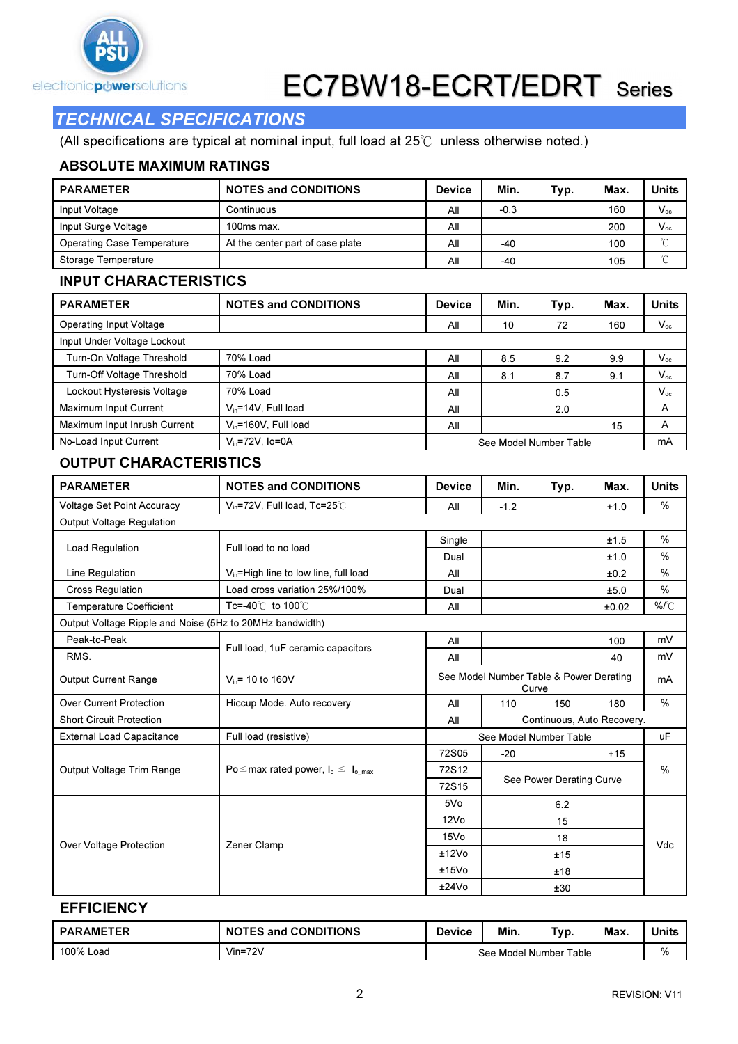# EC7BW18-ECRT/EDRT Series

## TECHNICAL SPECIFICATIONS

(All specifications are typical at nominal input, full load at 25℃ unless otherwise noted.)

### ABSOLUTE MAXIMUM RATINGS

| PARAMETER | NOTES and CONDITIONS | Device | Min. | Typ. | Max. | Units |
|---|---|---|---|---|---|---|
| Input Voltage | Continuous | All | -0.3 | | 160 | $V_{dc}$ |
| Input Surge Voltage | 100ms max. | All | | | 200 | $V_{dc}$ |
| Operating Case Temperature | At the center part of case plate | All | -40 | | 100 | ℃ |
| Storage Temperature | | All | -40 | | 105 | ℃ |

### INPUT CHARACTERISTICS

| PARAMETER | NOTES and CONDITIONS | Device | Min. | Typ. | Max. | Units |
|---|---|---|---|---|---|---|
| Operating Input Voltage | | All | 10 | 72 | 160 | $V_{dc}$ |
| Input Under Voltage Lockout | | | | | | |
| Turn-On Voltage Threshold | 70% Load | All | 8.5 | 9.2 | 9.9 | $V_{dc}$ |
| Turn-Off Voltage Threshold | 70% Load | All | 8.1 | 8.7 | 9.1 | $V_{dc}$ |
| Lockout Hysteresis Voltage | 70% Load | All | | 0.5 | | $V_{dc}$ |
| Maximum Input Current | $V_{in}$=14V, Full load | All | | 2.0 | | A |
| Maximum Input Inrush Current | $V_{in}$=160V, Full load | All | | | 15 | A |
| No-Load Input Current | $V_{in}$=72V, Io=0A | See Model Number Table | | | | mA |

### OUTPUT CHARACTERISTICS

| PARAMETER | NOTES and CONDITIONS | Device | Min. | Typ. | Max. | Units |
|---|---|---|---|---|---|---|
| Voltage Set Point Accuracy | $V_{in}$=72V, Full load, Tc=25℃ | All | -1.2 | | +1.0 | % |
| Output Voltage Regulation | | | | | | |
| Load Regulation | Full load to no load | Single | | | ±1.5 | % |
| | | Dual | | | ±1.0 | % |
| Line Regulation | $V_{in}$=High line to low line, full load | All | | | ±0.2 | % |
| Cross Regulation | Load cross variation 25%/100% | Dual | | | ±5.0 | % |
| Temperature Coefficient | Tc=-40℃ to 100℃ | All | | | ±0.02 | %/℃ |
| Output Voltage Ripple and Noise (5Hz to 20MHz bandwidth) | | | | | | |
| Peak-to-Peak | Full load, 1uF ceramic capacitors | All | | | 100 | mV |
| RMS. | | All | | | 40 | mV |
| Output Current Range | $V_{in}$= 10 to 160V | See Model Number Table & Power Derating Curve | | | | mA |
| Over Current Protection | Hiccup Mode. Auto recovery | All | 110 | 150 | 180 | % |
| Short Circuit Protection | | All | Continuous, Auto Recovery. | | | |
| External Load Capacitance | Full load (resistive) | See Model Number Table | | | | uF |
| Output Voltage Trim Range | Po≦max rated power, $I_o$ ≦ $I_{o\_max}$ | 72S05 | -20 | | +15 | % |
| | | 72S12 | See Power Derating Curve | | | |
| | | 72S15 | | | | |
| Over Voltage Protection | Zener Clamp | 5Vo | | 6.2 | | Vdc |
| | | 12Vo | | 15 | | |
| | | 15Vo | | 18 | | |
| | | ±12Vo | | ±15 | | |
| | | ±15Vo | | ±18 | | |
| | | ±24Vo | | ±30 | | |

### EFFICIENCY

| PARAMETER | NOTES and CONDITIONS | Device | Min. | Typ. | Max. | Units |
|---|---|---|---|---|---|---|
| 100% Load | Vin=72V | See Model Number Table | | | | % |

REVISION: V11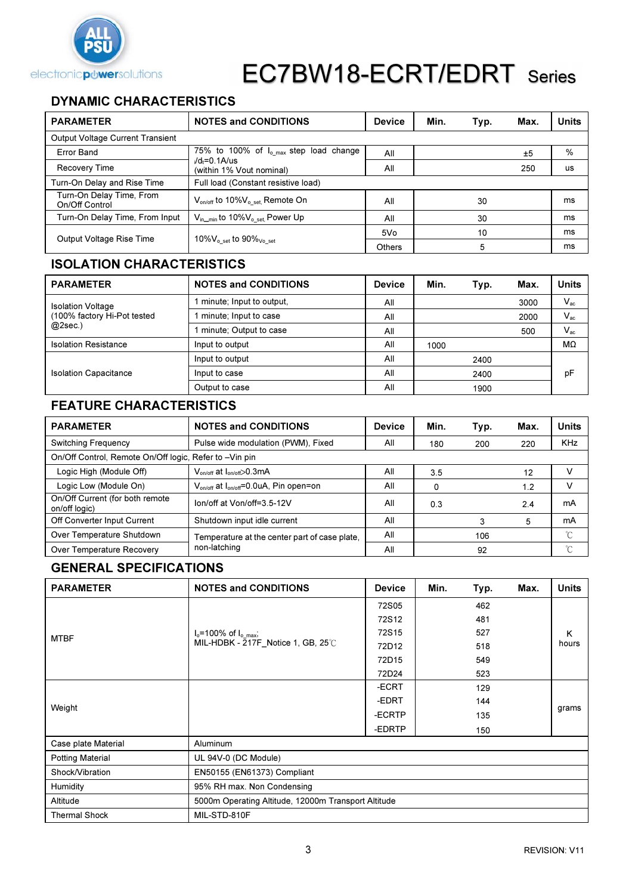# EC7BW18-ECRT/EDRT Series

## DYNAMIC CHARACTERISTICS

| PARAMETER | NOTES and CONDITIONS | Device | Min. | Typ. | Max. | Units |
|---|---|---|---|---|---|---|
| Output Voltage Current Transient | | | | | | |
| Error Band | 75% to 100% of $I_{o\_max}$ step load change $_i/d_t$=0.1A/us (within 1% Vout nominal) | All | | | ±5 | % |
| Recovery Time | | All | | | 250 | us |
| Turn-On Delay and Rise Time | Full load (Constant resistive load) | | | | | |
| Turn-On Delay Time, From On/Off Control | $V_{on/off}$ to 10%$V_{o\_set}$, Remote On | All | | 30 | | ms |
| Turn-On Delay Time, From Input | $V_{in\_min}$ to 10%$V_{o\_set}$, Power Up | All | | 30 | | ms |
| Output Voltage Rise Time | 10%$V_{o\_set}$ to 90%$V_{o\_set}$ | 5Vo | | 10 | | ms |
| | | Others | | 5 | | ms |

## ISOLATION CHARACTERISTICS

| PARAMETER | NOTES and CONDITIONS | Device | Min. | Typ. | Max. | Units |
|---|---|---|---|---|---|---|
| Isolation Voltage (100% factory Hi-Pot tested @2sec.) | 1 minute; Input to output, | All | | | 3000 | $V_{ac}$ |
| | 1 minute; Input to case | All | | | 2000 | $V_{ac}$ |
| | 1 minute; Output to case | All | | | 500 | $V_{ac}$ |
| Isolation Resistance | Input to output | All | 1000 | | | MΩ |
| Isolation Capacitance | Input to output | All | | 2400 | | pF |
| | Input to case | All | | 2400 | | pF |
| | Output to case | All | | 1900 | | pF |

## FEATURE CHARACTERISTICS

| PARAMETER | NOTES and CONDITIONS | Device | Min. | Typ. | Max. | Units |
|---|---|---|---|---|---|---|
| Switching Frequency | Pulse wide modulation (PWM), Fixed | All | 180 | 200 | 220 | KHz |
| On/Off Control, Remote On/Off logic, Refer to –Vin pin | | | | | | |
| Logic High (Module Off) | $V_{on/off}$ at $I_{on/off}$>0.3mA | All | 3.5 | | 12 | V |
| Logic Low (Module On) | $V_{on/off}$ at $I_{on/off}$=0.0uA, Pin open=on | All | 0 | | 1.2 | V |
| On/Off Current (for both remote on/off logic) | Ion/off at Von/off=3.5-12V | All | 0.3 | | 2.4 | mA |
| Off Converter Input Current | Shutdown input idle current | All | | 3 | 5 | mA |
| Over Temperature Shutdown | Temperature at the center part of case plate, non-latching | All | | 106 | | ℃ |
| Over Temperature Recovery | | All | | 92 | | ℃ |

## GENERAL SPECIFICATIONS

| PARAMETER | NOTES and CONDITIONS | Device | Min. | Typ. | Max. | Units |
|---|---|---|---|---|---|---|
| MTBF | $I_o$=100% of $I_{o\_max}$; MIL-HDBK - 217F_Notice 1, GB, 25℃ | 72S05 | | 462 | | K hours |
| | | 72S12 | | 481 | | |
| | | 72S15 | | 527 | | |
| | | 72D12 | | 518 | | |
| | | 72D15 | | 549 | | |
| | | 72D24 | | 523 | | |
| Weight | | -ECRT | | 129 | | grams |
| | | -EDRT | | 144 | | |
| | | -ECRTP | | 135 | | |
| | | -EDRTP | | 150 | | |
| Case plate Material | Aluminum | | | | | |
| Potting Material | UL 94V-0 (DC Module) | | | | | |
| Shock/Vibration | EN50155 (EN61373) Compliant | | | | | |
| Humidity | 95% RH max. Non Condensing | | | | | |
| Altitude | 5000m Operating Altitude, 12000m Transport Altitude | | | | | |
| Thermal Shock | MIL-STD-810F | | | | | |

REVISION: V11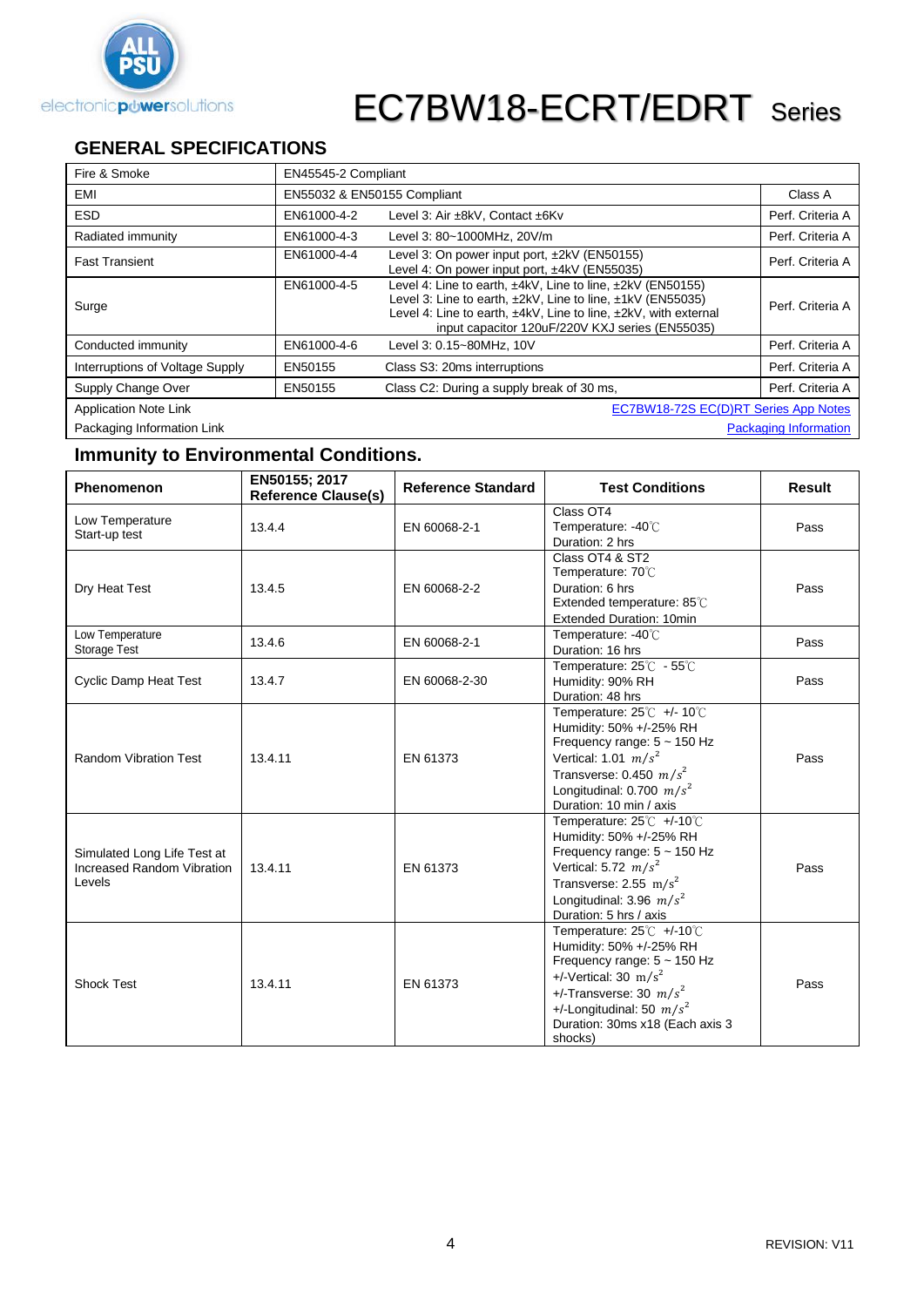# EC7BW18-ECRT/EDRT Series

## GENERAL SPECIFICATIONS

| | | | |
|---|---|---|---|
| Fire & Smoke | EN45545-2 Compliant | | |
| EMI | EN55032 & EN50155 Compliant | | Class A |
| ESD | EN61000-4-2 | Level 3: Air ±8kV, Contact ±6Kv | Perf. Criteria A |
| Radiated immunity | EN61000-4-3 | Level 3: 80~1000MHz, 20V/m | Perf. Criteria A |
| Fast Transient | EN61000-4-4 | Level 3: On power input port, ±2kV (EN50155)<br>Level 4: On power input port, ±4kV (EN55035) | Perf. Criteria A |
| Surge | EN61000-4-5 | Level 4: Line to earth, ±4kV, Line to line, ±2kV (EN50155)<br>Level 3: Line to earth, ±2kV, Line to line, ±1kV (EN55035)<br>Level 4: Line to earth, ±4kV, Line to line, ±2kV, with external input capacitor 120uF/220V KXJ series (EN55035) | Perf. Criteria A |
| Conducted immunity | EN61000-4-6 | Level 3: 0.15~80MHz, 10V | Perf. Criteria A |
| Interruptions of Voltage Supply | EN50155 | Class S3: 20ms interruptions | Perf. Criteria A |
| Supply Change Over | EN50155 | Class C2: During a supply break of 30 ms, | Perf. Criteria A |
| Application Note Link | | | EC7BW18-72S EC(D)RT Series App Notes |
| Packaging Information Link | | | Packaging Information |

## Immunity to Environmental Conditions.

| Phenomenon | EN50155; 2017 Reference Clause(s) | Reference Standard | Test Conditions | Result |
|---|---|---|---|---|
| Low Temperature Start-up test | 13.4.4 | EN 60068-2-1 | Class OT4<br>Temperature: -40℃<br>Duration: 2 hrs | Pass |
| Dry Heat Test | 13.4.5 | EN 60068-2-2 | Class OT4 & ST2<br>Temperature: 70℃<br>Duration: 6 hrs<br>Extended temperature: 85℃<br>Extended Duration: 10min | Pass |
| Low Temperature Storage Test | 13.4.6 | EN 60068-2-1 | Temperature: -40℃<br>Duration: 16 hrs | Pass |
| Cyclic Damp Heat Test | 13.4.7 | EN 60068-2-30 | Temperature: 25℃ - 55℃<br>Humidity: 90% RH<br>Duration: 48 hrs | Pass |
| Random Vibration Test | 13.4.11 | EN 61373 | Temperature: 25℃ +/- 10℃<br>Humidity: 50% +/-25% RH<br>Frequency range: 5 ~ 150 Hz<br>Vertical: 1.01 $m/s^2$<br>Transverse: 0.450 $m/s^2$<br>Longitudinal: 0.700 $m/s^2$<br>Duration: 10 min / axis | Pass |
| Simulated Long Life Test at Increased Random Vibration Levels | 13.4.11 | EN 61373 | Temperature: 25℃ +/-10℃<br>Humidity: 50% +/-25% RH<br>Frequency range: 5 ~ 150 Hz<br>Vertical: 5.72 $m/s^2$<br>Transverse: 2.55 $m/s^2$<br>Longitudinal: 3.96 $m/s^2$<br>Duration: 5 hrs / axis | Pass |
| Shock Test | 13.4.11 | EN 61373 | Temperature: 25℃ +/-10℃<br>Humidity: 50% +/-25% RH<br>Frequency range: 5 ~ 150 Hz<br>+/-Vertical: 30 $m/s^2$<br>+/-Transverse: 30 $m/s^2$<br>+/-Longitudinal: 50 $m/s^2$<br>Duration: 30ms x18 (Each axis 3 shocks) | Pass |

REVISION: V11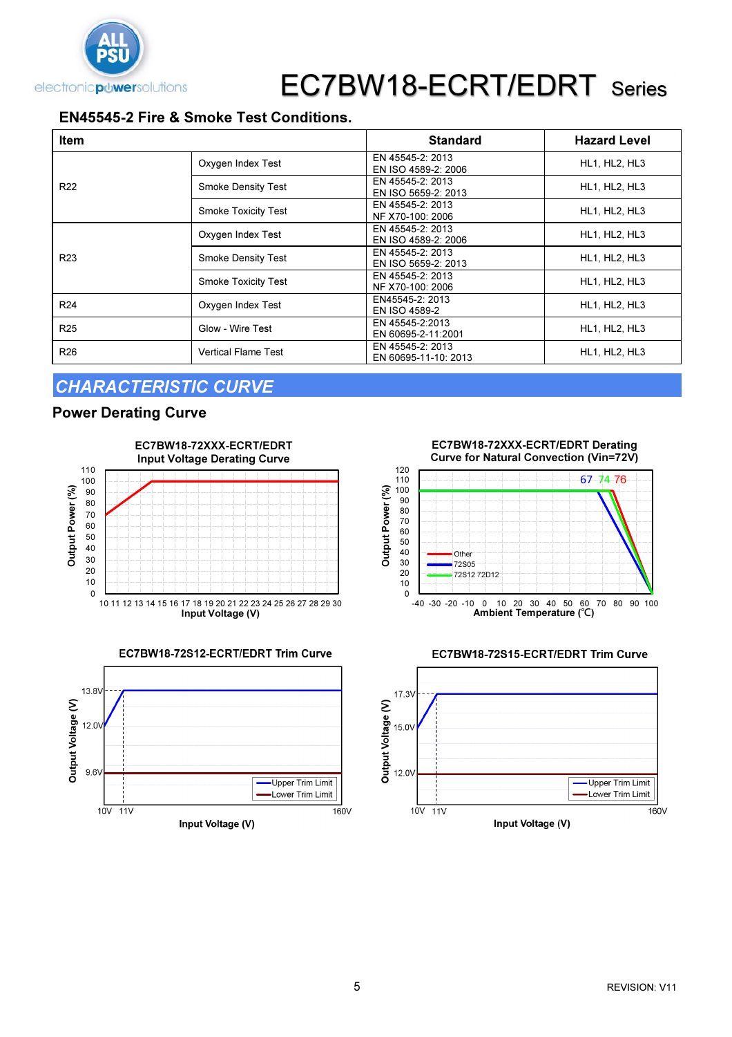# EC7BW18-ECRT/EDRT Series

## EN45545-2 Fire & Smoke Test Conditions.

| Item | | Standard | Hazard Level |
|---|---|---|---|
| R22 | Oxygen Index Test | EN 45545-2: 2013<br>EN ISO 4589-2: 2006 | HL1, HL2, HL3 |
| | Smoke Density Test | EN 45545-2: 2013<br>EN ISO 5659-2: 2013 | HL1, HL2, HL3 |
| | Smoke Toxicity Test | EN 45545-2: 2013<br>NF X70-100: 2006 | HL1, HL2, HL3 |
| R23 | Oxygen Index Test | EN 45545-2: 2013<br>EN ISO 4589-2: 2006 | HL1, HL2, HL3 |
| | Smoke Density Test | EN 45545-2: 2013<br>EN ISO 5659-2: 2013 | HL1, HL2, HL3 |
| | Smoke Toxicity Test | EN 45545-2: 2013<br>NF X70-100: 2006 | HL1, HL2, HL3 |
| R24 | Oxygen Index Test | EN45545-2: 2013<br>EN ISO 4589-2 | HL1, HL2, HL3 |
| R25 | Glow - Wire Test | EN 45545-2:2013<br>EN 60695-2-11:2001 | HL1, HL2, HL3 |
| R26 | Vertical Flame Test | EN 45545-2: 2013<br>EN 60695-11-10: 2013 | HL1, HL2, HL3 |

## CHARACTERISTIC CURVE

### Power Derating Curve

EC7BW18-72XXX-ECRT/EDRT Input Voltage Derating Curve

EC7BW18-72XXX-ECRT/EDRT Derating Curve for Natural Convection (Vin=72V)

EC7BW18-72S12-ECRT/EDRT Trim Curve

EC7BW18-72S15-ECRT/EDRT Trim Curve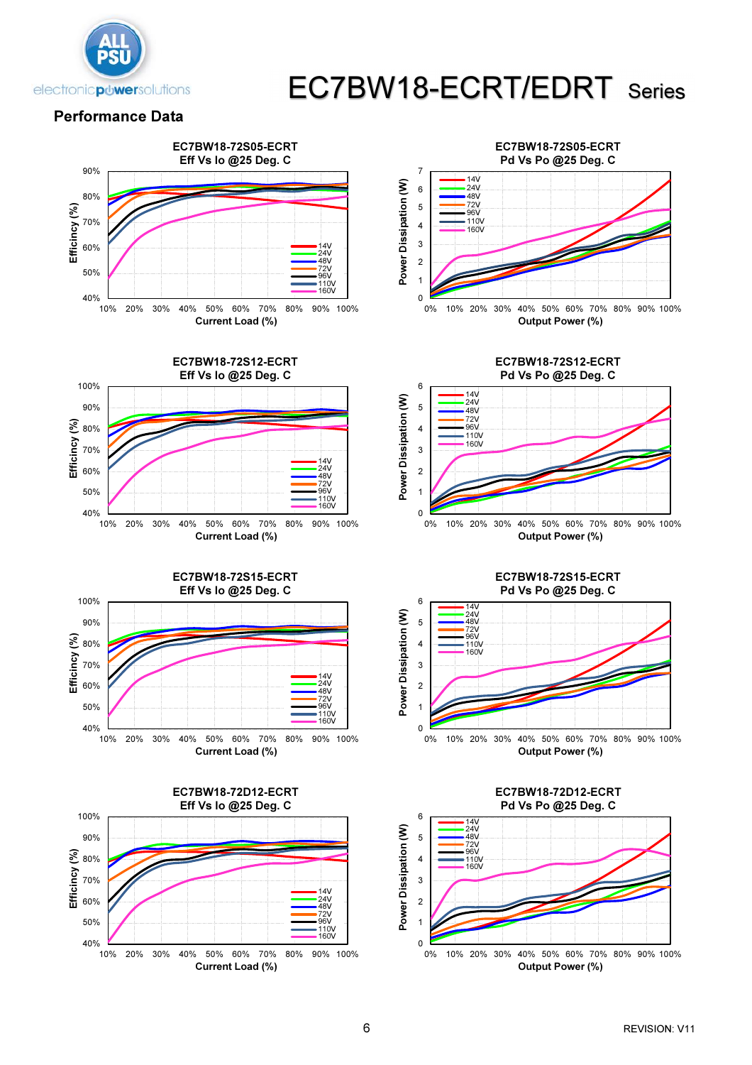# EC7BW18-ECRT/EDRT Series

## Performance Data

EC7BW18-72S05-ECRT
Eff Vs Io @25 Deg. C

EC7BW18-72S05-ECRT
Pd Vs Po @25 Deg. C

EC7BW18-72S12-ECRT
Eff Vs Io @25 Deg. C

EC7BW18-72S12-ECRT
Pd Vs Po @25 Deg. C

EC7BW18-72S15-ECRT
Eff Vs Io @25 Deg. C

EC7BW18-72S15-ECRT
Pd Vs Po @25 Deg. C

EC7BW18-72D12-ECRT
Eff Vs Io @25 Deg. C

EC7BW18-72D12-ECRT
Pd Vs Po @25 Deg. C

REVISION: V11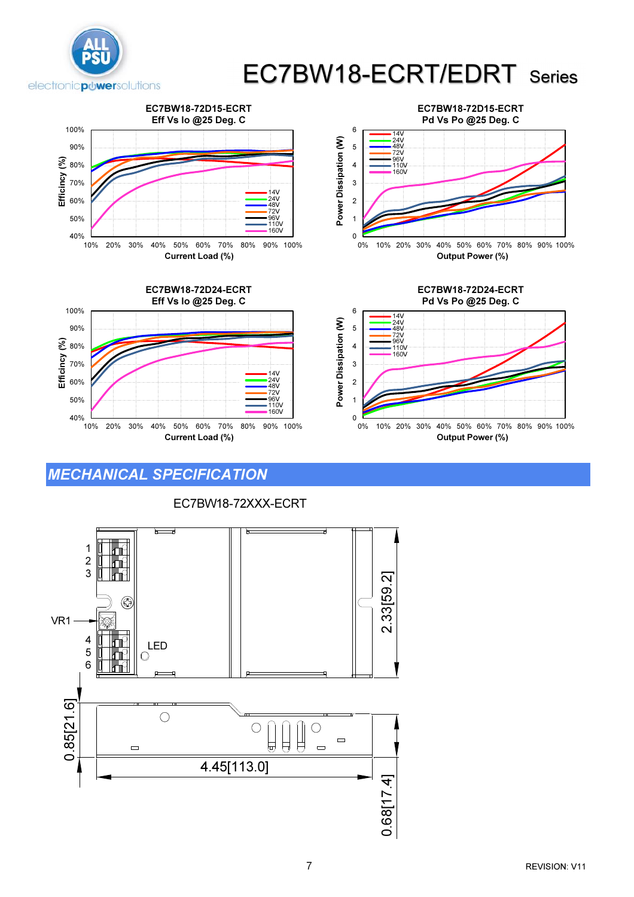# EC7BW18-ECRT/EDRT Series

EC7BW18-72D15-ECRT
Eff Vs Io @25 Deg. C

EC7BW18-72D15-ECRT
Pd Vs Po @25 Deg. C

EC7BW18-72D24-ECRT
Eff Vs Io @25 Deg. C

EC7BW18-72D24-ECRT
Pd Vs Po @25 Deg. C

## MECHANICAL SPECIFICATION

EC7BW18-72XXX-ECRT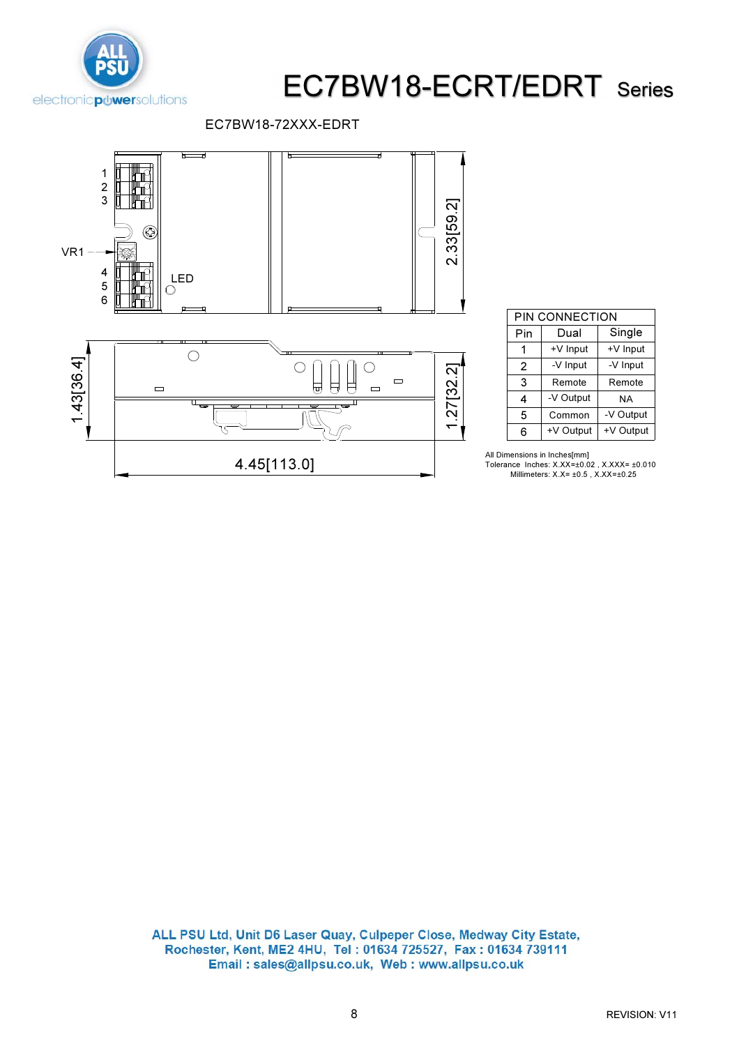# EC7BW18-ECRT/EDRT Series

EC7BW18-72XXX-EDRT

1
2
3
VR1
4
5
6
LED

2.33[59.2]

1.43[36.4]

1.27[32.2]

4.45[113.0]

| PIN CONNECTION | | |
|---|---|---|
| Pin | Dual | Single |
| 1 | +V Input | +V Input |
| 2 | -V Input | -V Input |
| 3 | Remote | Remote |
| 4 | -V Output | NA |
| 5 | Common | -V Output |
| 6 | +V Output | +V Output |

All Dimensions in Inches[mm]
Tolerance Inches: X.XX=±0.02 , X.XXX= ±0.010
Millimeters: X.X= ±0.5 , X.XX=±0.25

**ALL PSU Ltd, Unit D6 Laser Quay, Culpeper Close, Medway City Estate, Rochester, Kent, ME2 4HU, Tel : 01634 725527, Fax : 01634 739111**
**Email : sales@allpsu.co.uk, Web : www.allpsu.co.uk**

REVISION: V11